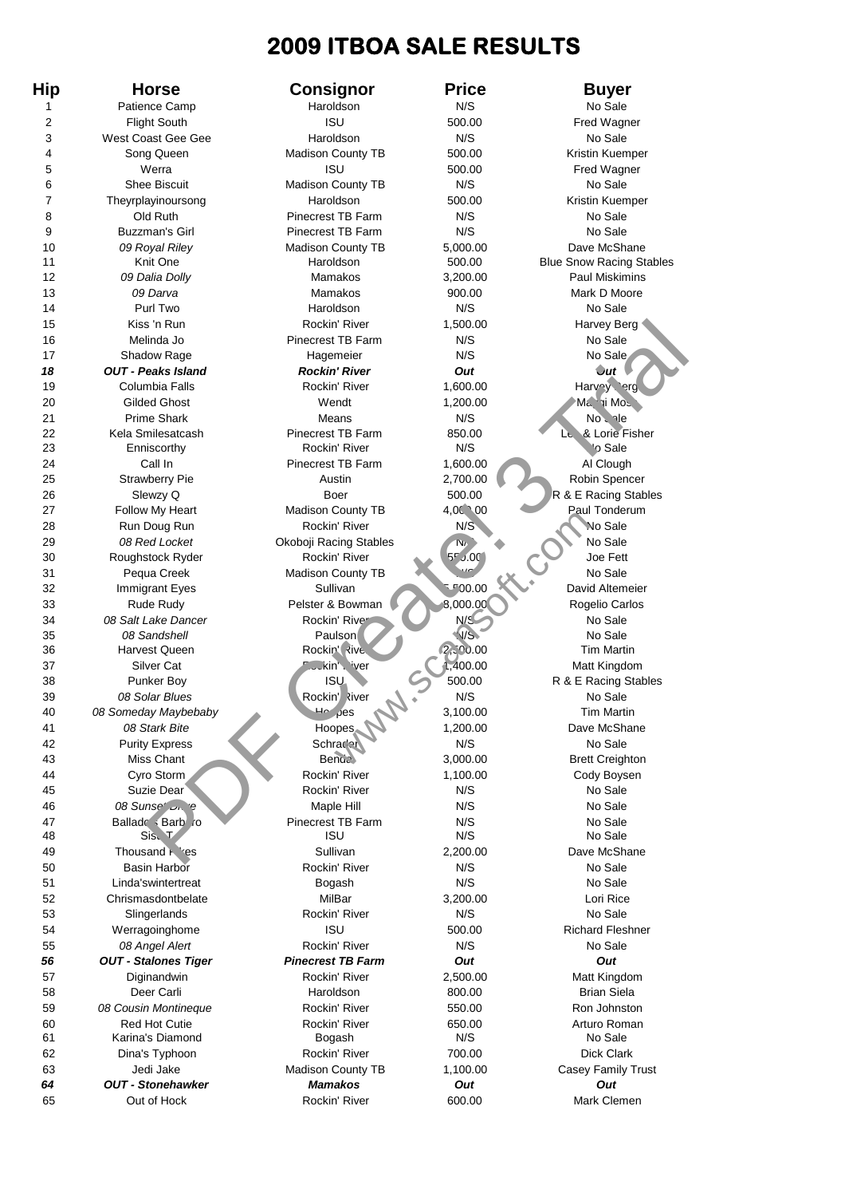# 2009 ITBOA SALE RESULTS

| Hip | Horse | Consignor | Price | Buyer |
|---|---|---|---|---|
| 1 | Patience Camp | Haroldson | N/S | No Sale |
| 2 | Flight South | ISU | 500.00 | Fred Wagner |
| 3 | West Coast Gee Gee | Haroldson | N/S | No Sale |
| 4 | Song Queen | Madison County TB | 500.00 | Kristin Kuemper |
| 5 | Werra | ISU | 500.00 | Fred Wagner |
| 6 | Shee Biscuit | Madison County TB | N/S | No Sale |
| 7 | Theyrplayinoursong | Haroldson | 500.00 | Kristin Kuemper |
| 8 | Old Ruth | Pinecrest TB Farm | N/S | No Sale |
| 9 | Buzzman's Girl | Pinecrest TB Farm | N/S | No Sale |
| 10 | *09 Royal Riley* | Madison County TB | 5,000.00 | Dave McShane |
| 11 | Knit One | Haroldson | 500.00 | Blue Snow Racing Stables |
| 12 | *09 Dalia Dolly* | Mamakos | 3,200.00 | Paul Miskimins |
| 13 | *09 Darva* | Mamakos | 900.00 | Mark D Moore |
| 14 | Purl Two | Haroldson | N/S | No Sale |
| 15 | Kiss 'n Run | Rockin' River | 1,500.00 | Harvey Berg |
| 16 | Melinda Jo | Pinecrest TB Farm | N/S | No Sale |
| 17 | Shadow Rage | Hagemeier | N/S | No Sale |
| ***18*** | ***OUT - Peaks Island*** | ***Rockin' River*** | ***Out*** | ***Out*** |
| 19 | Columbia Falls | Rockin' River | 1,600.00 | Harvey Berg |
| 20 | Gilded Ghost | Wendt | 1,200.00 | Marni Moss |
| 21 | Prime Shark | Means | N/S | No Sale |
| 22 | Kela Smilesatcash | Pinecrest TB Farm | 850.00 | Lou & Lorie Fisher |
| 23 | Enniscorthy | Rockin' River | N/S | No Sale |
| 24 | Call In | Pinecrest TB Farm | 1,600.00 | Al Clough |
| 25 | Strawberry Pie | Austin | 2,700.00 | Robin Spencer |
| 26 | Slewzy Q | Boer | 500.00 | R & E Racing Stables |
| 27 | Follow My Heart | Madison County TB | 4,000.00 | Paul Tonderum |
| 28 | Run Doug Run | Rockin' River | N/S | No Sale |
| 29 | *08 Red Locket* | Okoboji Racing Stables | N/S | No Sale |
| 30 | Roughstock Ryder | Rockin' River | 550.00 | Joe Fett |
| 31 | Pequa Creek | Madison County TB | N/S | No Sale |
| 32 | Immigrant Eyes | Sullivan | 5,500.00 | David Altemeier |
| 33 | Rude Rudy | Pelster & Bowman | 8,000.00 | Rogelio Carlos |
| 34 | *08 Salt Lake Dancer* | Rockin' River | N/S | No Sale |
| 35 | *08 Sandshell* | Paulson | N/S | No Sale |
| 36 | Harvest Queen | Rockin' River | 2,500.00 | Tim Martin |
| 37 | Silver Cat | Rockin' River | 1,400.00 | Matt Kingdom |
| 38 | Punker Boy | ISU | 500.00 | R & E Racing Stables |
| 39 | *08 Solar Blues* | Rockin' River | N/S | No Sale |
| 40 | *08 Someday Maybebaby* | Hoopes | 3,100.00 | Tim Martin |
| 41 | *08 Stark Bite* | Hoopes | 1,200.00 | Dave McShane |
| 42 | Purity Express | Schrader | N/S | No Sale |
| 43 | Miss Chant | Bender | 3,000.00 | Brett Creighton |
| 44 | Cyro Storm | Rockin' River | 1,100.00 | Cody Boysen |
| 45 | Suzie Dear | Rockin' River | N/S | No Sale |
| 46 | *08 Sunset Drive* | Maple Hill | N/S | No Sale |
| 47 | Ballade's Barbaro | Pinecrest TB Farm | N/S | No Sale |
| 48 | Sis T | ISU | N/S | No Sale |
| 49 | Thousand Pikes | Sullivan | 2,200.00 | Dave McShane |
| 50 | Basin Harbor | Rockin' River | N/S | No Sale |
| 51 | Linda'swintertreat | Bogash | N/S | No Sale |
| 52 | Chrismasdontbelate | MilBar | 3,200.00 | Lori Rice |
| 53 | Slingerlands | Rockin' River | N/S | No Sale |
| 54 | Werragoinghome | ISU | 500.00 | Richard Fleshner |
| 55 | *08 Angel Alert* | Rockin' River | N/S | No Sale |
| ***56*** | ***OUT - Stalones Tiger*** | ***Pinecrest TB Farm*** | ***Out*** | ***Out*** |
| 57 | Diginandwin | Rockin' River | 2,500.00 | Matt Kingdom |
| 58 | Deer Carli | Haroldson | 800.00 | Brian Siela |
| 59 | *08 Cousin Montineque* | Rockin' River | 550.00 | Ron Johnston |
| 60 | Red Hot Cutie | Rockin' River | 650.00 | Arturo Roman |
| 61 | Karina's Diamond | Bogash | N/S | No Sale |
| 62 | Dina's Typhoon | Rockin' River | 700.00 | Dick Clark |
| 63 | Jedi Jake | Madison County TB | 1,100.00 | Casey Family Trust |
| ***64*** | ***OUT - Stonehawker*** | ***Mamakos*** | ***Out*** | ***Out*** |
| 65 | Out of Hock | Rockin' River | 600.00 | Mark Clemen |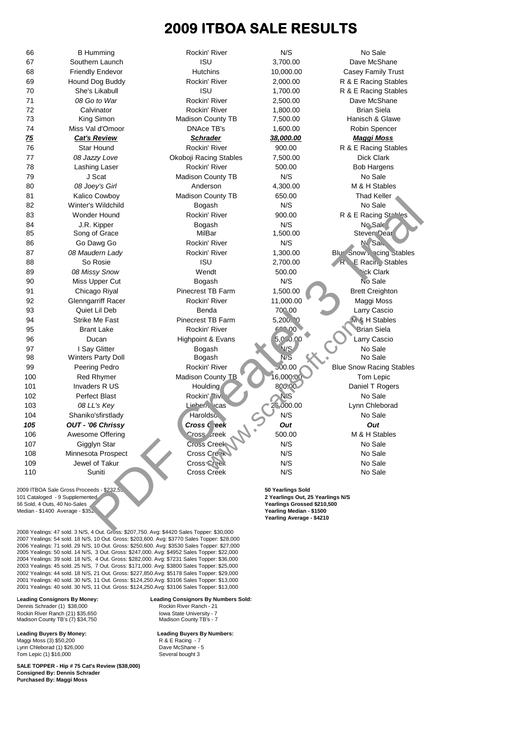# 2009 ITBOA SALE RESULTS

| | | | | |
|---|---|---|---|---|
| 66 | B Humming | Rockin' River | N/S | No Sale |
| 67 | Southern Launch | ISU | 3,700.00 | Dave McShane |
| 68 | Friendly Endevor | Hutchins | 10,000.00 | Casey Family Trust |
| 69 | Hound Dog Buddy | Rockin' River | 2,000.00 | R & E Racing Stables |
| 70 | She's Likabull | ISU | 1,700.00 | R & E Racing Stables |
| 71 | *08 Go to War* | Rockin' River | 2,500.00 | Dave McShane |
| 72 | Calvinator | Rockin' River | 1,800.00 | Brian Siela |
| 73 | King Simon | Madison County TB | 7,500.00 | Hanisch & Glawe |
| 74 | Miss Val d'Omoor | DNAce TB's | 1,600.00 | Robin Spencer |
| ***75*** | ***Cat's Review*** | ***Schrader*** | ***38,000.00*** | ***Maggi Moss*** |
| 76 | Star Hound | Rockin' River | 900.00 | R & E Racing Stables |
| 77 | *08 Jazzy Love* | Okoboji Racing Stables | 7,500.00 | Dick Clark |
| 78 | Lashing Laser | Rockin' River | 500.00 | Bob Hargens |
| 79 | J Scat | Madison County TB | N/S | No Sale |
| 80 | *08 Joey's Girl* | Anderson | 4,300.00 | M & H Stables |
| 81 | Kalico Cowboy | Madison County TB | 650.00 | Thad Keller |
| 82 | Winter's Wildchild | Bogash | N/S | No Sale |
| 83 | Wonder Hound | Rockin' River | 900.00 | R & E Racing Stables |
| 84 | J.R. Kipper | Bogash | N/S | No Sale |
| 85 | Song of Grace | MilBar | 1,500.00 | Steven Dear |
| 86 | Go Dawg Go | Rockin' River | N/S | No Sale |
| 87 | *08 Maudern Lady* | Rockin' River | 1,300.00 | Blue Snow Racing Stables |
| 88 | So Rosie | ISU | 2,700.00 | R & E Racing Stables |
| 89 | *08 Missy Snow* | Wendt | 500.00 | Dick Clark |
| 90 | Miss Upper Cut | Bogash | N/S | No Sale |
| 91 | Chicago Riyal | Pinecrest TB Farm | 1,500.00 | Brett Creighton |
| 92 | Glenngarriff Racer | Rockin' River | 11,000.00 | Maggi Moss |
| 93 | Quiet Lil Deb | Benda | 700.00 | Larry Cascio |
| 94 | Strike Me Fast | Pinecrest TB Farm | 5,200.00 | M & H Stables |
| 95 | Brant Lake | Rockin' River | 600.00 | Brian Siela |
| 96 | Ducan | Highpoint & Evans | 5,000.00 | Larry Cascio |
| 97 | I Say Glitter | Bogash | N/S | No Sale |
| 98 | Winters Party Doll | Bogash | N/S | No Sale |
| 99 | Peering Pedro | Rockin' River | 500.00 | Blue Snow Racing Stables |
| 100 | Red Rhymer | Madison County TB | 16,000.00 | Tom Lepic |
| 101 | Invaders R US | Houlding | 800.00 | Daniel T Rogers |
| 102 | Perfect Blast | Rockin' River | N/S | No Sale |
| 103 | *08 LL's Key* | Lieber/Nicas | 26,000.00 | Lynn Chleborad |
| 104 | Shaniko'sfirstlady | Haroldson | N/S | No Sale |
| ***105*** | ***OUT - '06 Chrissy*** | ***Cross Creek*** | ***Out*** | ***Out*** |
| 106 | Awesome Offering | Cross Creek | 500.00 | M & H Stables |
| 107 | Gigglyn Star | Cross Creek | N/S | No Sale |
| 108 | Minnesota Prospect | Cross Creek | N/S | No Sale |
| 109 | Jewel of Takur | Cross Creek | N/S | No Sale |
| 110 | Suniti | Cross Creek | N/S | No Sale |

2009 ITBOA Sale Gross Proceeds - $232,55
101 Cataloged - 9 Supplemented
66 Sold, 4 Outs, 40 No-Sales
Median - $1400 Average - $352

**50 Yearlings Sold**
**2 Yearlings Out, 25 Yearlings N/S**
**Yearlings Grossed $210,500**
**Yearling Median - $1500**
**Yearling Average - $4210**

2008 Yealings: 47 sold. 3 N/S, 4 Out. Gross: $207,750. Avg: $4420 Sales Topper: $30,000
2007 Yealings: 54 sold. 18 N/S, 10 Out. Gross: $203,600. Avg: $3770 Sales Topper: $28,000
2006 Yealings: 71 sold. 29 N/S, 10 Out. Gross: $250,600. Avg: $3530 Sales Topper: $27,000
2005 Yealings: 50 sold. 14 N/S, 3 Out. Gross: $247,000. Avg: $4952 Sales Topper: $22,000
2004 Yealings: 39 sold. 18 N/S, 4 Out. Gross: $282,000. Avg: $7231 Sales Topper: $36,000
2003 Yealings: 45 sold. 25 N/S, 7 Out. Gross: $171,000. Avg: $3800 Sales Topper: $25,000
2002 Yealings: 44 sold. 18 N/S, 21 Out. Gross: $227,850.Avg: $5178 Sales Topper: $29,000
2001 Yealings: 40 sold. 30 N/S, 11 Out. Gross: $124,250.Avg: $3106 Sales Topper: $13,000
2001 Yealings: 40 sold. 30 N/S, 11 Out. Gross: $124,250.Avg: $3106 Sales Topper: $13,000

**Leading Consignors By Money:**
Dennis Schrader (1) $38,000
Rockin River Ranch (21) $35,650
Madison County TB's (7) $34,750

**Leading Consignors By Numbers Sold:**
Rockin River Ranch - 21
Iowa State University - 7
Madison County TB's - 7

**Leading Buyers By Money:**
Maggi Moss (3) $50,200
Lynn Chleborad (1) $26,000
Tom Lepic (1) $16,000

**Leading Buyers By Numbers:**
R & E Racing - 7
Dave McShane - 5
Several bought 3

**SALE TOPPER - Hip # 75 Cat's Review ($38,000)**
**Consigned By: Dennis Schrader**
**Purchased By: Maggi Moss**